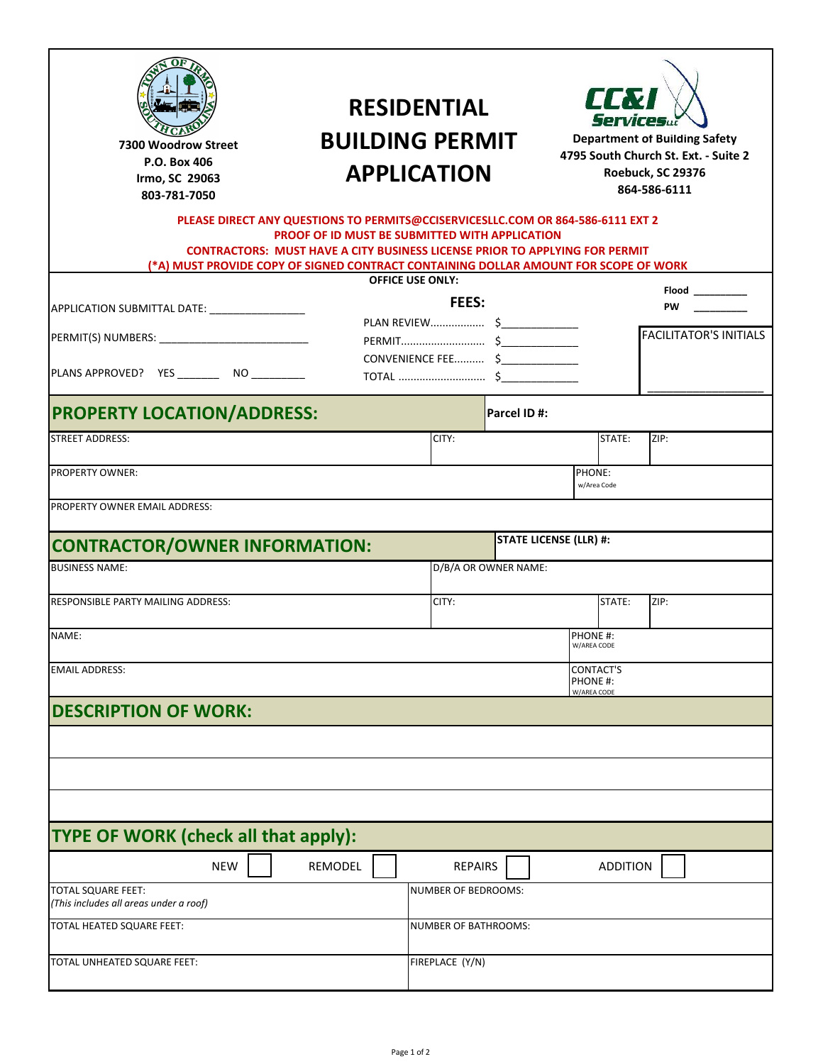7300 Woodrow Street
P.O. Box 406
Irmo, SC 29063
803-781-7050

# RESIDENTIAL BUILDING PERMIT APPLICATION

CC&I Services LLC
**Department of Building Safety**
**4795 South Church St. Ext. - Suite 2**
**Roebuck, SC 29376**
**864-586-6111**

**PLEASE DIRECT ANY QUESTIONS TO PERMITS@CCISERVICESLLC.COM OR 864-586-6111 EXT 2**
**PROOF OF ID MUST BE SUBMITTED WITH APPLICATION**
**CONTRACTORS: MUST HAVE A CITY BUSINESS LICENSE PRIOR TO APPLYING FOR PERMIT**
**(*A) MUST PROVIDE COPY OF SIGNED CONTRACT CONTAINING DOLLAR AMOUNT FOR SCOPE OF WORK**

**OFFICE USE ONLY:**

APPLICATION SUBMITTAL DATE: ________________

PERMIT(S) NUMBERS: __________________________

PLANS APPROVED? YES ________ NO _________

**FEES:**

PLAN REVIEW.................. $_____________
PERMIT............................ $_____________
CONVENIENCE FEE.......... $_____________
TOTAL ............................ $_____________

**Flood** __________
**PW** __________

FACILITATOR'S INITIALS ____________________

## PROPERTY LOCATION/ADDRESS:

**Parcel ID #:**

| STREET ADDRESS: | CITY: | STATE: | ZIP: |
|---|---|---|---|
| PROPERTY OWNER: | | PHONE: w/Area Code | |
| PROPERTY OWNER EMAIL ADDRESS: | | | |

## CONTRACTOR/OWNER INFORMATION:

**STATE LICENSE (LLR) #:**

| BUSINESS NAME: | D/B/A OR OWNER NAME: | | |
|---|---|---|---|
| RESPONSIBLE PARTY MAILING ADDRESS: | CITY: | STATE: | ZIP: |
| NAME: | | PHONE #: W/AREA CODE | |
| EMAIL ADDRESS: | | CONTACT'S PHONE #: W/AREA CODE | |

## DESCRIPTION OF WORK:

## TYPE OF WORK (check all that apply):

NEW ☐ REMODEL ☐ REPAIRS ☐ ADDITION ☐

| TOTAL SQUARE FEET: *(This includes all areas under a roof)* | NUMBER OF BEDROOMS: |
|---|---|
| TOTAL HEATED SQUARE FEET: | NUMBER OF BATHROOMS: |
| TOTAL UNHEATED SQUARE FEET: | FIREPLACE (Y/N) |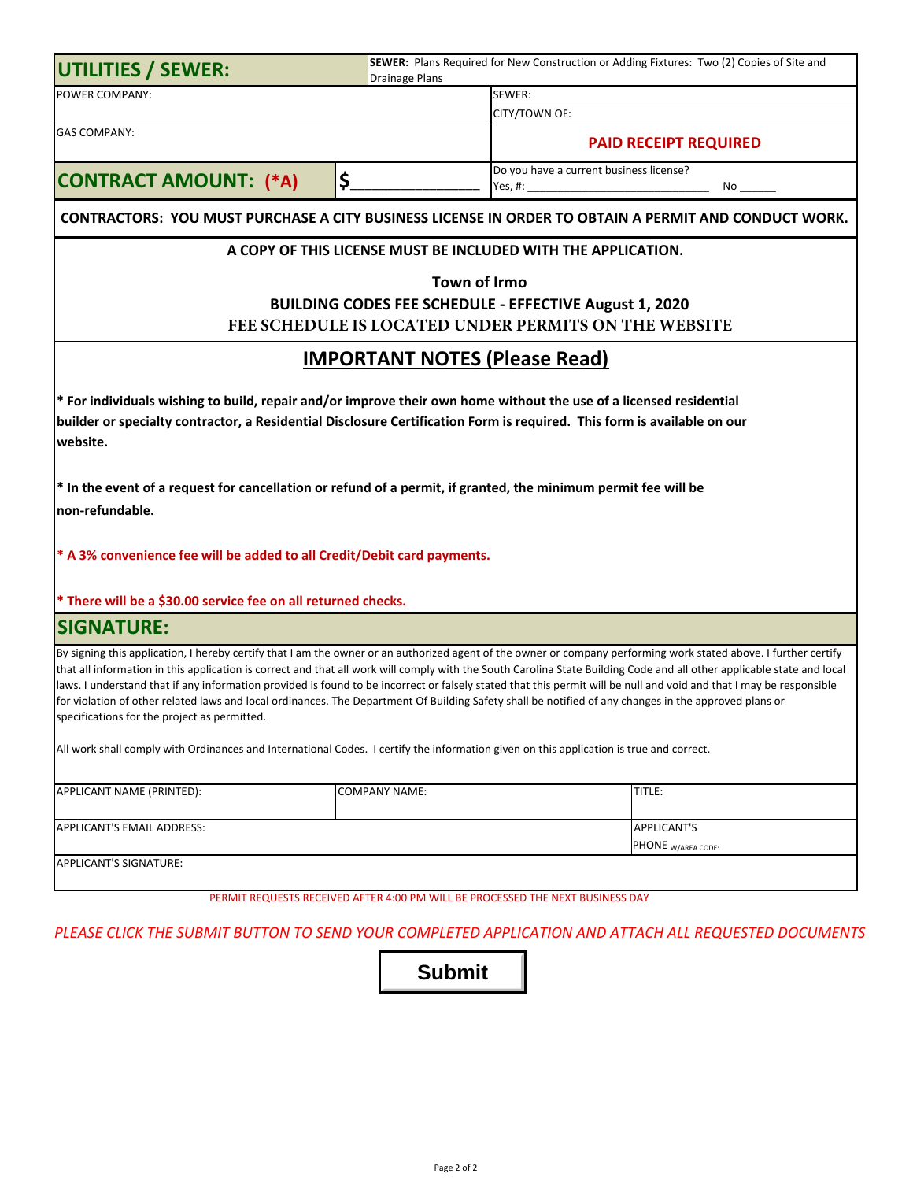## UTILITIES / SEWER:

**SEWER:** Plans Required for New Construction or Adding Fixtures: Two (2) Copies of Site and Drainage Plans

| | |
|---|---|
| POWER COMPANY: | SEWER: |
| | CITY/TOWN OF: |
| GAS COMPANY: | **PAID RECEIPT REQUIRED** |
| **CONTRACT AMOUNT: (*A)** $_________________ | Do you have a current business license? Yes, #: ____________________________ No ______ |

**CONTRACTORS: YOU MUST PURCHASE A CITY BUSINESS LICENSE IN ORDER TO OBTAIN A PERMIT AND CONDUCT WORK.**

**A COPY OF THIS LICENSE MUST BE INCLUDED WITH THE APPLICATION.**

**Town of Irmo**

**BUILDING CODES FEE SCHEDULE - EFFECTIVE August 1, 2020**

**FEE SCHEDULE IS LOCATED UNDER PERMITS ON THE WEBSITE**

## IMPORTANT NOTES (Please Read)

**\* For individuals wishing to build, repair and/or improve their own home without the use of a licensed residential builder or specialty contractor, a Residential Disclosure Certification Form is required. This form is available on our website.**

**\* In the event of a request for cancellation or refund of a permit, if granted, the minimum permit fee will be non-refundable.**

**\* A 3% convenience fee will be added to all Credit/Debit card payments.**

**\* There will be a $30.00 service fee on all returned checks.**

## SIGNATURE:

By signing this application, I hereby certify that I am the owner or an authorized agent of the owner or company performing work stated above. I further certify that all information in this application is correct and that all work will comply with the South Carolina State Building Code and all other applicable state and local laws. I understand that if any information provided is found to be incorrect or falsely stated that this permit will be null and void and that I may be responsible for violation of other related laws and local ordinances. The Department Of Building Safety shall be notified of any changes in the approved plans or specifications for the project as permitted.

All work shall comply with Ordinances and International Codes. I certify the information given on this application is true and correct.

| | | |
|---|---|---|
| APPLICANT NAME (PRINTED): | COMPANY NAME: | TITLE: |
| APPLICANT'S EMAIL ADDRESS: | | APPLICANT'S PHONE W/AREA CODE: |
| APPLICANT'S SIGNATURE: | | |

PERMIT REQUESTS RECEIVED AFTER 4:00 PM WILL BE PROCESSED THE NEXT BUSINESS DAY

*PLEASE CLICK THE SUBMIT BUTTON TO SEND YOUR COMPLETED APPLICATION AND ATTACH ALL REQUESTED DOCUMENTS*

**Submit**